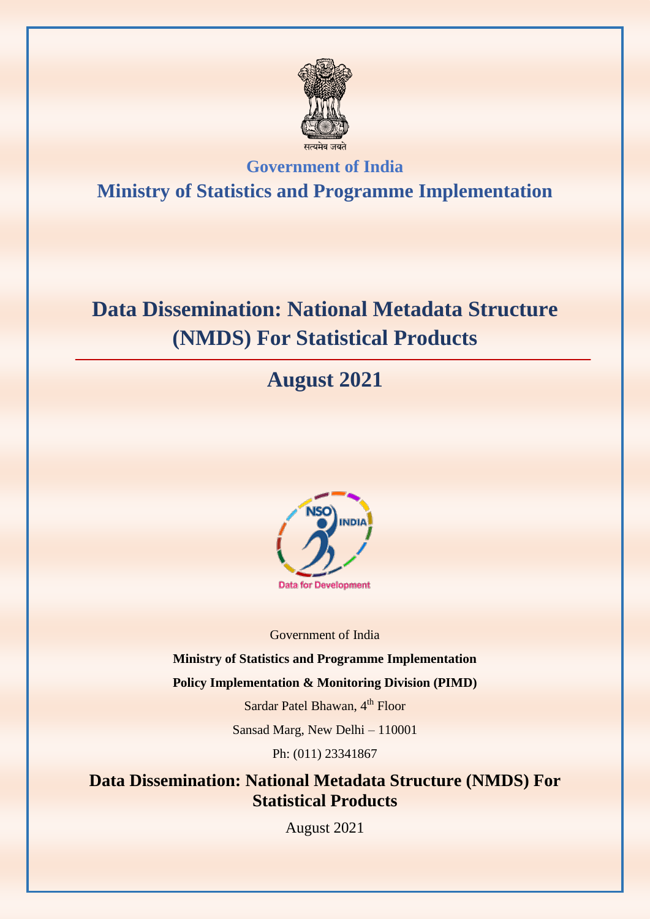सत्यमेव जयते

**Government of India**

## Ministry of Statistics and Programme Implementation

# Data Dissemination: National Metadata Structure (NMDS) For Statistical Products

## August 2021

NSO INDIA

Data for Development

Government of India

**Ministry of Statistics and Programme Implementation**

**Policy Implementation & Monitoring Division (PIMD)**

Sardar Patel Bhawan, 4th Floor

Sansad Marg, New Delhi – 110001

Ph: (011) 23341867

**Data Dissemination: National Metadata Structure (NMDS) For Statistical Products**

August 2021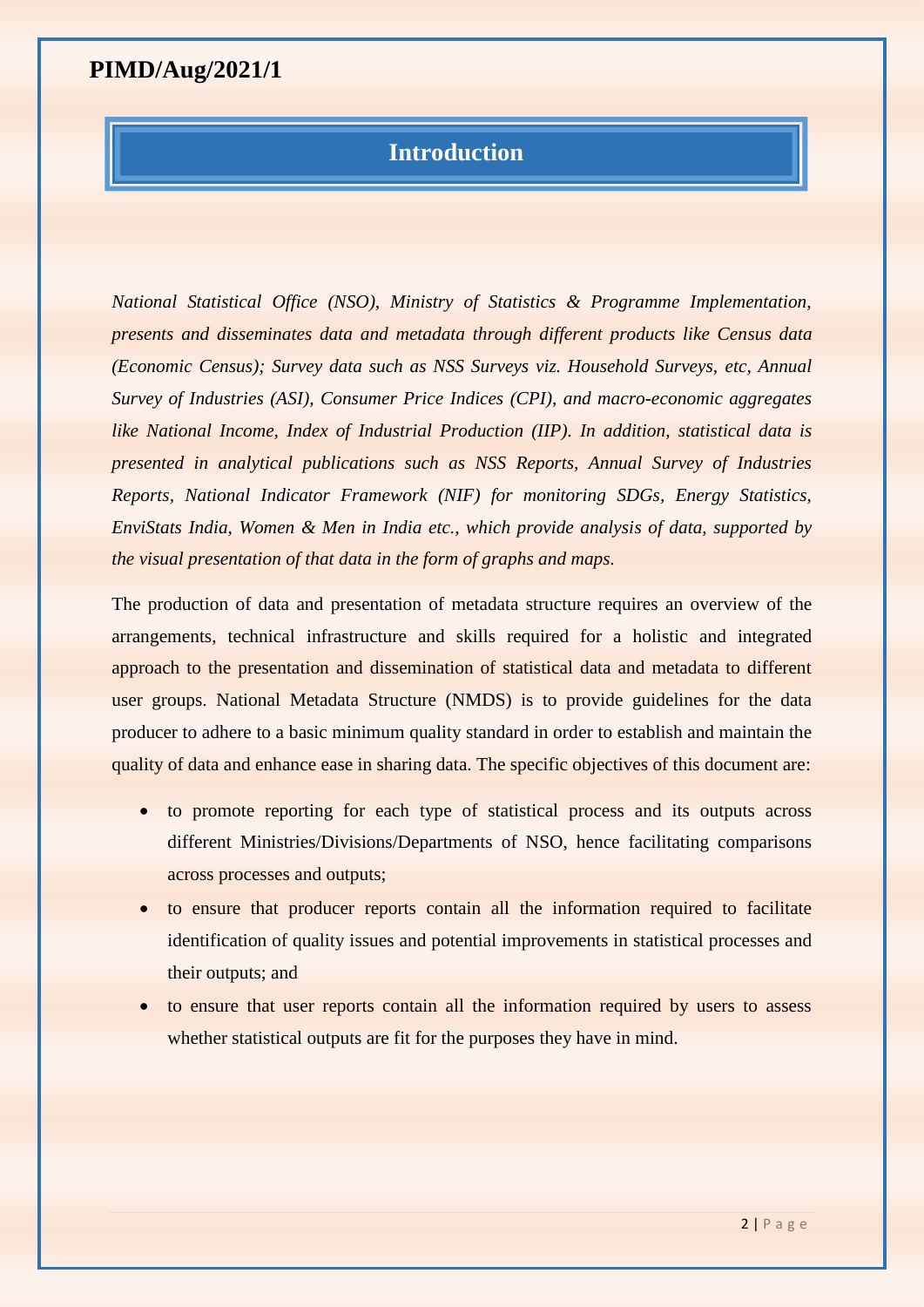PIMD/Aug/2021/1

## Introduction

*National Statistical Office (NSO), Ministry of Statistics & Programme Implementation, presents and disseminates data and metadata through different products like Census data (Economic Census); Survey data such as NSS Surveys viz. Household Surveys, etc, Annual Survey of Industries (ASI), Consumer Price Indices (CPI), and macro-economic aggregates like National Income, Index of Industrial Production (IIP). In addition, statistical data is presented in analytical publications such as NSS Reports, Annual Survey of Industries Reports, National Indicator Framework (NIF) for monitoring SDGs, Energy Statistics, EnviStats India, Women & Men in India etc., which provide analysis of data, supported by the visual presentation of that data in the form of graphs and maps.*

The production of data and presentation of metadata structure requires an overview of the arrangements, technical infrastructure and skills required for a holistic and integrated approach to the presentation and dissemination of statistical data and metadata to different user groups. National Metadata Structure (NMDS) is to provide guidelines for the data producer to adhere to a basic minimum quality standard in order to establish and maintain the quality of data and enhance ease in sharing data. The specific objectives of this document are:

- to promote reporting for each type of statistical process and its outputs across different Ministries/Divisions/Departments of NSO, hence facilitating comparisons across processes and outputs;
- to ensure that producer reports contain all the information required to facilitate identification of quality issues and potential improvements in statistical processes and their outputs; and
- to ensure that user reports contain all the information required by users to assess whether statistical outputs are fit for the purposes they have in mind.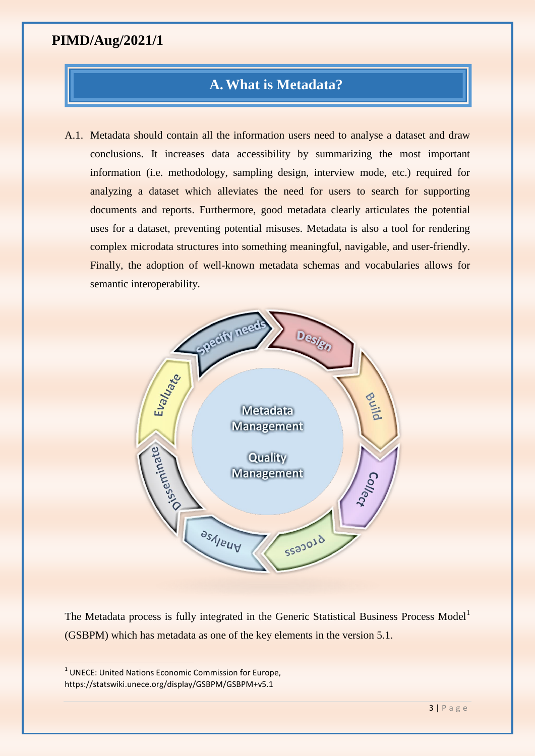# A. What is Metadata?

A.1. Metadata should contain all the information users need to analyse a dataset and draw conclusions. It increases data accessibility by summarizing the most important information (i.e. methodology, sampling design, interview mode, etc.) required for analyzing a dataset which alleviates the need for users to search for supporting documents and reports. Furthermore, good metadata clearly articulates the potential uses for a dataset, preventing potential misuses. Metadata is also a tool for rendering complex microdata structures into something meaningful, navigable, and user-friendly. Finally, the adoption of well-known metadata schemas and vocabularies allows for semantic interoperability.

Specify needs, Design, Build, Collect, Process, Analyse, Disseminate, Evaluate

Metadata Management

Quality Management

The Metadata process is fully integrated in the Generic Statistical Business Process Model[1] (GSBPM) which has metadata as one of the key elements in the version 5.1.

[1] UNECE: United Nations Economic Commission for Europe, https://statswiki.unece.org/display/GSBPM/GSBPM+v5.1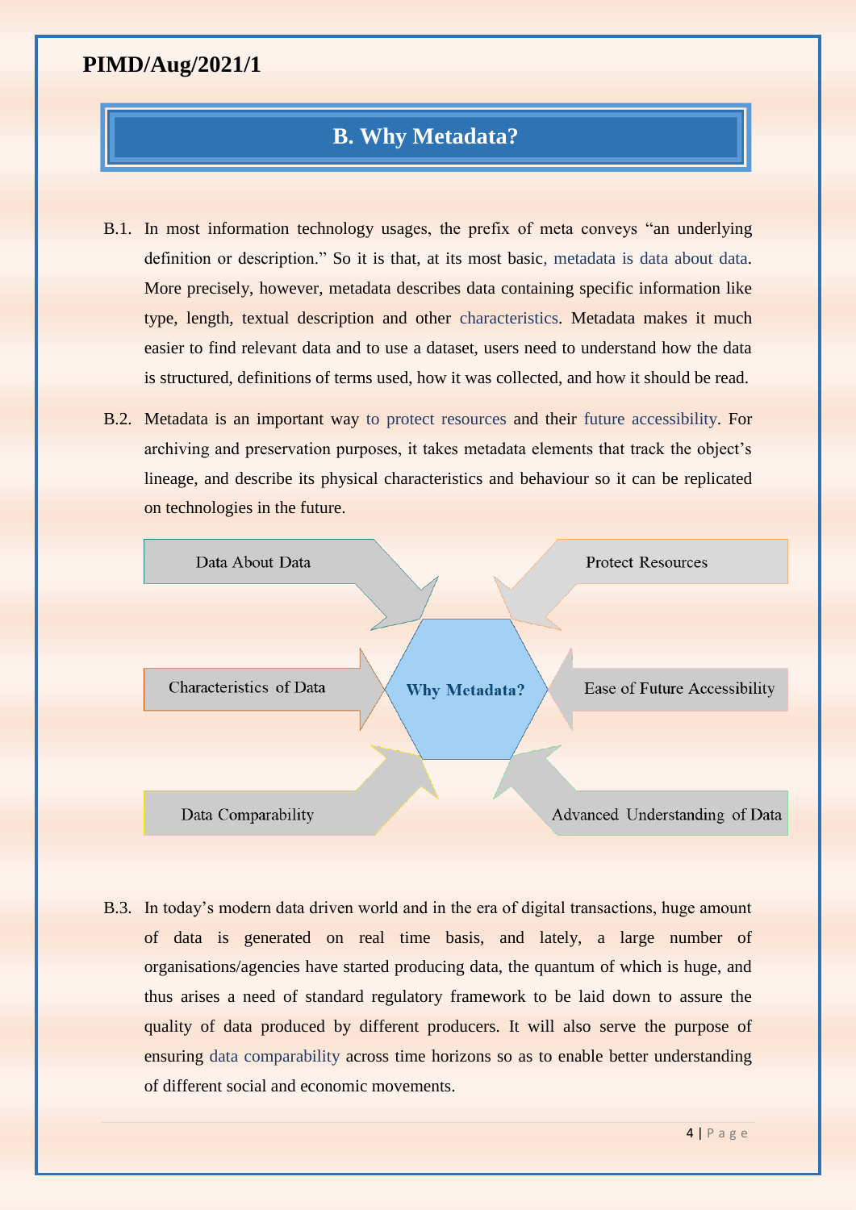## B. Why Metadata?

B.1. In most information technology usages, the prefix of meta conveys "an underlying definition or description." So it is that, at its most basic, metadata is data about data. More precisely, however, metadata describes data containing specific information like type, length, textual description and other characteristics. Metadata makes it much easier to find relevant data and to use a dataset, users need to understand how the data is structured, definitions of terms used, how it was collected, and how it should be read.

B.2. Metadata is an important way to protect resources and their future accessibility. For archiving and preservation purposes, it takes metadata elements that track the object's lineage, and describe its physical characteristics and behaviour so it can be replicated on technologies in the future.

Data About Data

Protect Resources

Characteristics of Data

Why Metadata?

Ease of Future Accessibility

Data Comparability

Advanced Understanding of Data

B.3. In today's modern data driven world and in the era of digital transactions, huge amount of data is generated on real time basis, and lately, a large number of organisations/agencies have started producing data, the quantum of which is huge, and thus arises a need of standard regulatory framework to be laid down to assure the quality of data produced by different producers. It will also serve the purpose of ensuring data comparability across time horizons so as to enable better understanding of different social and economic movements.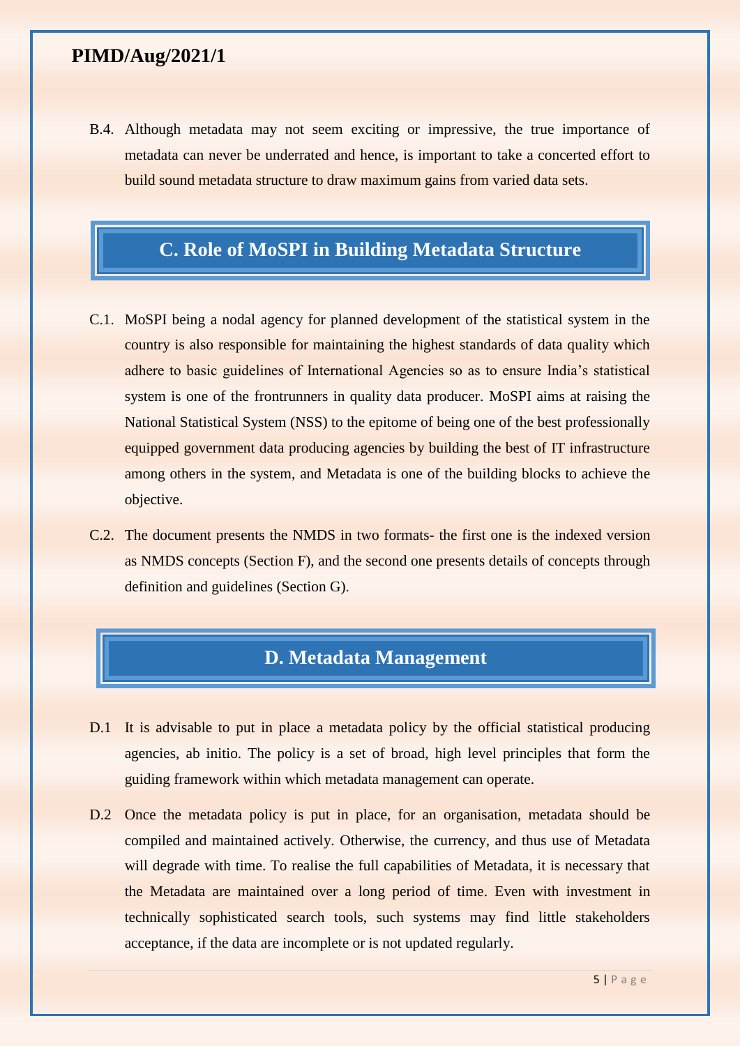B.4. Although metadata may not seem exciting or impressive, the true importance of metadata can never be underrated and hence, is important to take a concerted effort to build sound metadata structure to draw maximum gains from varied data sets.

## C. Role of MoSPI in Building Metadata Structure

C.1. MoSPI being a nodal agency for planned development of the statistical system in the country is also responsible for maintaining the highest standards of data quality which adhere to basic guidelines of International Agencies so as to ensure India's statistical system is one of the frontrunners in quality data producer. MoSPI aims at raising the National Statistical System (NSS) to the epitome of being one of the best professionally equipped government data producing agencies by building the best of IT infrastructure among others in the system, and Metadata is one of the building blocks to achieve the objective.

C.2. The document presents the NMDS in two formats- the first one is the indexed version as NMDS concepts (Section F), and the second one presents details of concepts through definition and guidelines (Section G).

## D. Metadata Management

D.1 It is advisable to put in place a metadata policy by the official statistical producing agencies, ab initio. The policy is a set of broad, high level principles that form the guiding framework within which metadata management can operate.

D.2 Once the metadata policy is put in place, for an organisation, metadata should be compiled and maintained actively. Otherwise, the currency, and thus use of Metadata will degrade with time. To realise the full capabilities of Metadata, it is necessary that the Metadata are maintained over a long period of time. Even with investment in technically sophisticated search tools, such systems may find little stakeholders acceptance, if the data are incomplete or is not updated regularly.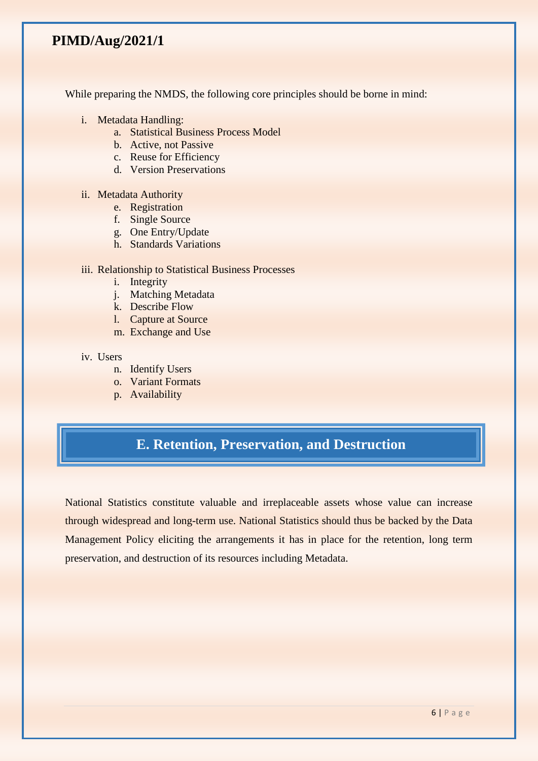While preparing the NMDS, the following core principles should be borne in mind:

i. Metadata Handling:
   a. Statistical Business Process Model
   b. Active, not Passive
   c. Reuse for Efficiency
   d. Version Preservations

ii. Metadata Authority
   e. Registration
   f. Single Source
   g. One Entry/Update
   h. Standards Variations

iii. Relationship to Statistical Business Processes
   i. Integrity
   j. Matching Metadata
   k. Describe Flow
   l. Capture at Source
   m. Exchange and Use

iv. Users
   n. Identify Users
   o. Variant Formats
   p. Availability

## E. Retention, Preservation, and Destruction

National Statistics constitute valuable and irreplaceable assets whose value can increase through widespread and long-term use. National Statistics should thus be backed by the Data Management Policy eliciting the arrangements it has in place for the retention, long term preservation, and destruction of its resources including Metadata.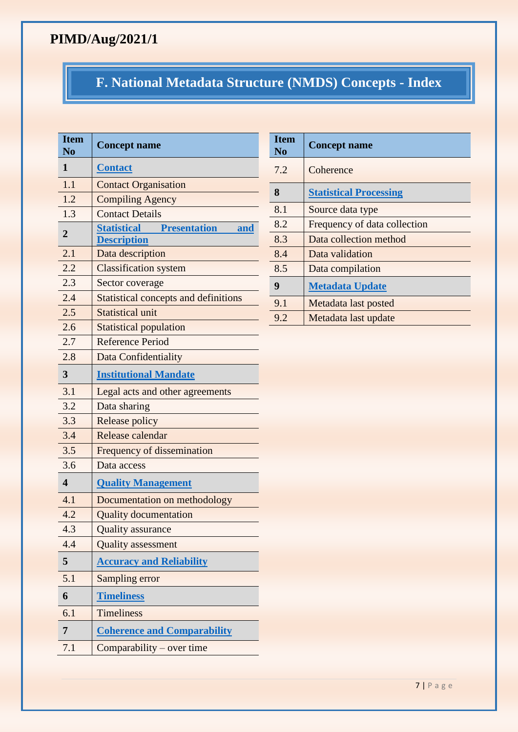PIMD/Aug/2021/1

# F. National Metadata Structure (NMDS) Concepts - Index

| Item No | Concept name |
|---|---|
| **1** | **Contact** |
| 1.1 | Contact Organisation |
| 1.2 | Compiling Agency |
| 1.3 | Contact Details |
| **2** | **Statistical Presentation and Description** |
| 2.1 | Data description |
| 2.2 | Classification system |
| 2.3 | Sector coverage |
| 2.4 | Statistical concepts and definitions |
| 2.5 | Statistical unit |
| 2.6 | Statistical population |
| 2.7 | Reference Period |
| 2.8 | Data Confidentiality |
| **3** | **Institutional Mandate** |
| 3.1 | Legal acts and other agreements |
| 3.2 | Data sharing |
| 3.3 | Release policy |
| 3.4 | Release calendar |
| 3.5 | Frequency of dissemination |
| 3.6 | Data access |
| **4** | **Quality Management** |
| 4.1 | Documentation on methodology |
| 4.2 | Quality documentation |
| 4.3 | Quality assurance |
| 4.4 | Quality assessment |
| **5** | **Accuracy and Reliability** |
| 5.1 | Sampling error |
| **6** | **Timeliness** |
| 6.1 | Timeliness |
| **7** | **Coherence and Comparability** |
| 7.1 | Comparability – over time |
| 7.2 | Coherence |
| **8** | **Statistical Processing** |
| 8.1 | Source data type |
| 8.2 | Frequency of data collection |
| 8.3 | Data collection method |
| 8.4 | Data validation |
| 8.5 | Data compilation |
| **9** | **Metadata Update** |
| 9.1 | Metadata last posted |
| 9.2 | Metadata last update |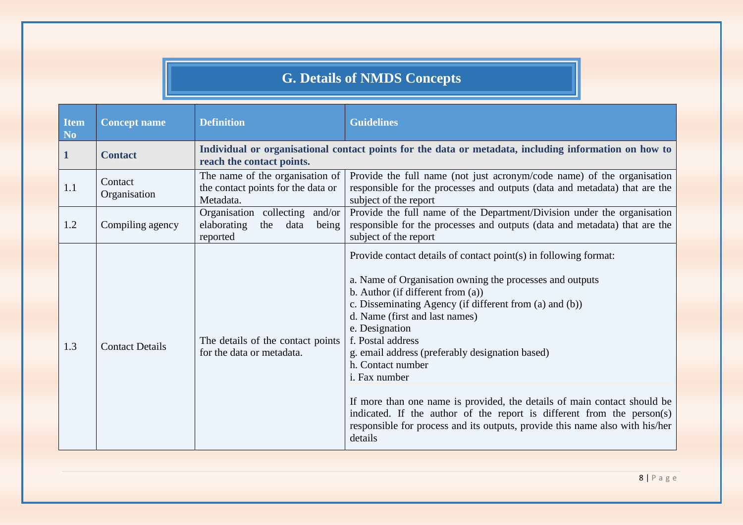## G. Details of NMDS Concepts

| Item No | Concept name | Definition | Guidelines |
|---|---|---|---|
| **1** | **Contact** | **Individual or organisational contact points for the data or metadata, including information on how to reach the contact points.** | |
| 1.1 | Contact Organisation | The name of the organisation of the contact points for the data or Metadata. | Provide the full name (not just acronym/code name) of the organisation responsible for the processes and outputs (data and metadata) that are the subject of the report |
| 1.2 | Compiling agency | Organisation collecting and/or elaborating the data being reported | Provide the full name of the Department/Division under the organisation responsible for the processes and outputs (data and metadata) that are the subject of the report |
| 1.3 | Contact Details | The details of the contact points for the data or metadata. | Provide contact details of contact point(s) in following format:<br><br>a. Name of Organisation owning the processes and outputs<br>b. Author (if different from (a))<br>c. Disseminating Agency (if different from (a) and (b))<br>d. Name (first and last names)<br>e. Designation<br>f. Postal address<br>g. email address (preferably designation based)<br>h. Contact number<br>i. Fax number<br><br>If more than one name is provided, the details of main contact should be indicated. If the author of the report is different from the person(s) responsible for process and its outputs, provide this name also with his/her details |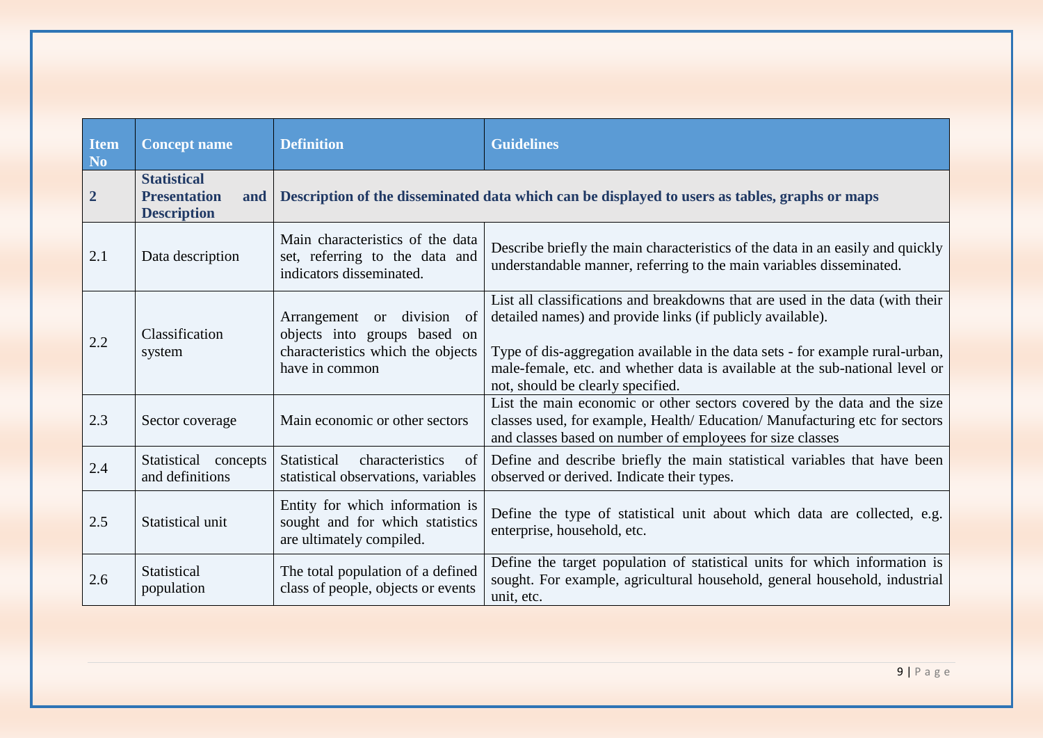| Item No | Concept name | Definition | Guidelines |
|---|---|---|---|
| **2** | **Statistical Presentation and Description** | **Description of the disseminated data which can be displayed to users as tables, graphs or maps** | |
| 2.1 | Data description | Main characteristics of the data set, referring to the data and indicators disseminated. | Describe briefly the main characteristics of the data in an easily and quickly understandable manner, referring to the main variables disseminated. |
| 2.2 | Classification system | Arrangement or division of objects into groups based on characteristics which the objects have in common | List all classifications and breakdowns that are used in the data (with their detailed names) and provide links (if publicly available).<br><br>Type of dis-aggregation available in the data sets - for example rural-urban, male-female, etc. and whether data is available at the sub-national level or not, should be clearly specified. |
| 2.3 | Sector coverage | Main economic or other sectors | List the main economic or other sectors covered by the data and the size classes used, for example, Health/ Education/ Manufacturing etc for sectors and classes based on number of employees for size classes |
| 2.4 | Statistical concepts and definitions | Statistical characteristics of statistical observations, variables | Define and describe briefly the main statistical variables that have been observed or derived. Indicate their types. |
| 2.5 | Statistical unit | Entity for which information is sought and for which statistics are ultimately compiled. | Define the type of statistical unit about which data are collected, e.g. enterprise, household, etc. |
| 2.6 | Statistical population | The total population of a defined class of people, objects or events | Define the target population of statistical units for which information is sought. For example, agricultural household, general household, industrial unit, etc. |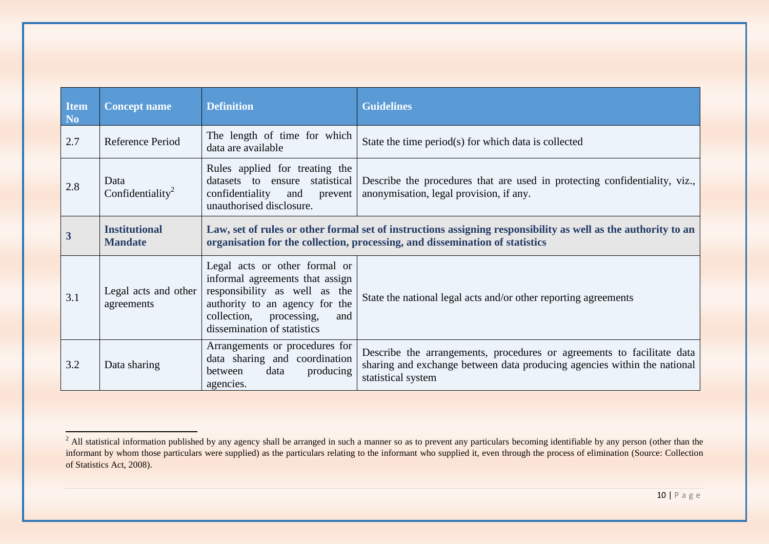| Item No | Concept name | Definition | Guidelines |
|---|---|---|---|
| 2.7 | Reference Period | The length of time for which data are available | State the time period(s) for which data is collected |
| 2.8 | Data Confidentiality[2] | Rules applied for treating the datasets to ensure statistical confidentiality and prevent unauthorised disclosure. | Describe the procedures that are used in protecting confidentiality, viz., anonymisation, legal provision, if any. |
| **3** | **Institutional Mandate** | **Law, set of rules or other formal set of instructions assigning responsibility as well as the authority to an organisation for the collection, processing, and dissemination of statistics** | |
| 3.1 | Legal acts and other agreements | Legal acts or other formal or informal agreements that assign responsibility as well as the authority to an agency for the collection, processing, and dissemination of statistics | State the national legal acts and/or other reporting agreements |
| 3.2 | Data sharing | Arrangements or procedures for data sharing and coordination between data producing agencies. | Describe the arrangements, procedures or agreements to facilitate data sharing and exchange between data producing agencies within the national statistical system |

[2] All statistical information published by any agency shall be arranged in such a manner so as to prevent any particulars becoming identifiable by any person (other than the informant by whom those particulars were supplied) as the particulars relating to the informant who supplied it, even through the process of elimination (Source: Collection of Statistics Act, 2008).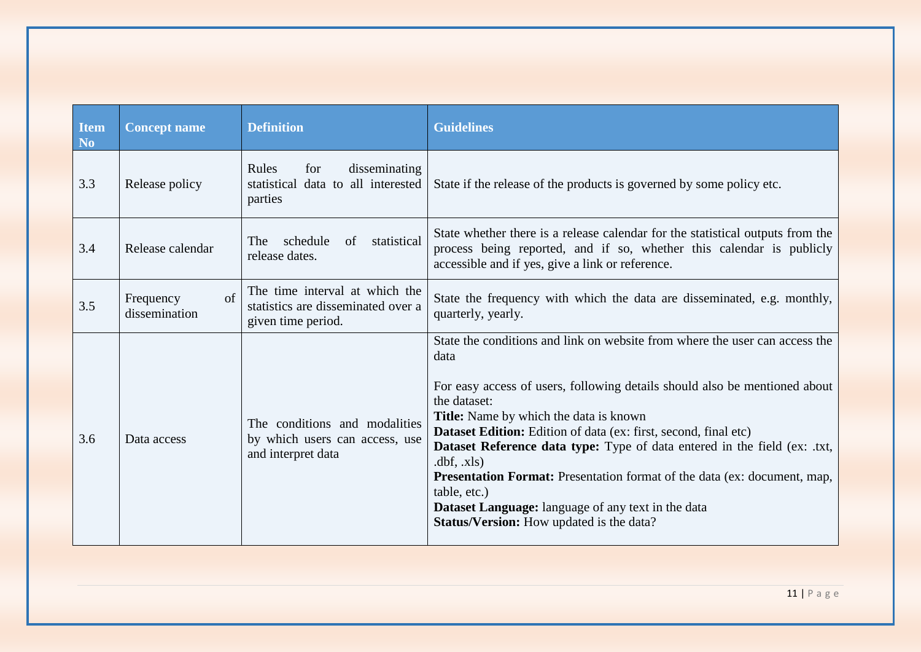| Item No | Concept name | Definition | Guidelines |
|---|---|---|---|
| 3.3 | Release policy | Rules for disseminating statistical data to all interested parties | State if the release of the products is governed by some policy etc. |
| 3.4 | Release calendar | The schedule of statistical release dates. | State whether there is a release calendar for the statistical outputs from the process being reported, and if so, whether this calendar is publicly accessible and if yes, give a link or reference. |
| 3.5 | Frequency of dissemination | The time interval at which the statistics are disseminated over a given time period. | State the frequency with which the data are disseminated, e.g. monthly, quarterly, yearly. |
| 3.6 | Data access | The conditions and modalities by which users can access, use and interpret data | State the conditions and link on website from where the user can access the data<br><br>For easy access of users, following details should also be mentioned about the dataset:<br>**Title:** Name by which the data is known<br>**Dataset Edition:** Edition of data (ex: first, second, final etc)<br>**Dataset Reference data type:** Type of data entered in the field (ex: .txt, .dbf, .xls)<br>**Presentation Format:** Presentation format of the data (ex: document, map, table, etc.)<br>**Dataset Language:** language of any text in the data<br>**Status/Version:** How updated is the data? |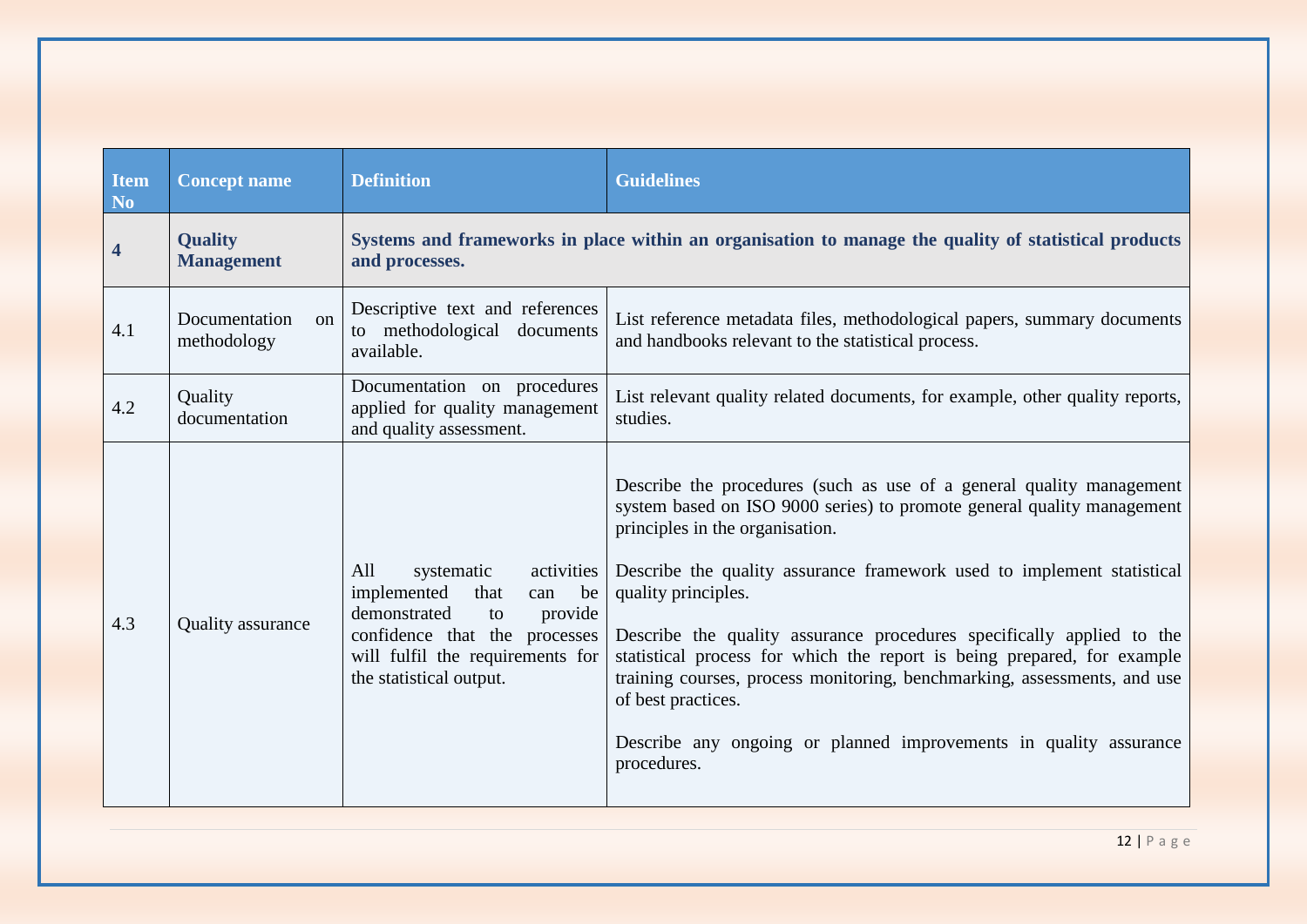| Item No | Concept name | Definition | Guidelines |
|---|---|---|---|
| **4** | **Quality Management** | **Systems and frameworks in place within an organisation to manage the quality of statistical products and processes.** | |
| 4.1 | Documentation on methodology | Descriptive text and references to methodological documents available. | List reference metadata files, methodological papers, summary documents and handbooks relevant to the statistical process. |
| 4.2 | Quality documentation | Documentation on procedures applied for quality management and quality assessment. | List relevant quality related documents, for example, other quality reports, studies. |
| 4.3 | Quality assurance | All systematic activities implemented that can be demonstrated to provide confidence that the processes will fulfil the requirements for the statistical output. | Describe the procedures (such as use of a general quality management system based on ISO 9000 series) to promote general quality management principles in the organisation.<br><br>Describe the quality assurance framework used to implement statistical quality principles.<br><br>Describe the quality assurance procedures specifically applied to the statistical process for which the report is being prepared, for example training courses, process monitoring, benchmarking, assessments, and use of best practices.<br><br>Describe any ongoing or planned improvements in quality assurance procedures. |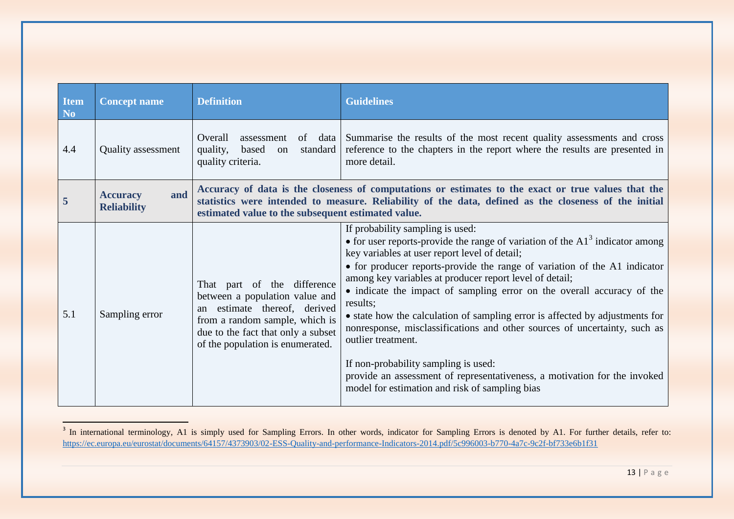| Item No | Concept name | Definition | Guidelines |
|---|---|---|---|
| 4.4 | Quality assessment | Overall assessment of data quality, based on standard quality criteria. | Summarise the results of the most recent quality assessments and cross reference to the chapters in the report where the results are presented in more detail. |
| **5** | **Accuracy and Reliability** | **Accuracy of data is the closeness of computations or estimates to the exact or true values that the statistics were intended to measure. Reliability of the data, defined as the closeness of the initial estimated value to the subsequent estimated value.** | |
| 5.1 | Sampling error | That part of the difference between a population value and an estimate thereof, derived from a random sample, which is due to the fact that only a subset of the population is enumerated. | If probability sampling is used:<br>• for user reports-provide the range of variation of the A1[3] indicator among key variables at user report level of detail;<br>• for producer reports-provide the range of variation of the A1 indicator among key variables at producer report level of detail;<br>• indicate the impact of sampling error on the overall accuracy of the results;<br>• state how the calculation of sampling error is affected by adjustments for nonresponse, misclassifications and other sources of uncertainty, such as outlier treatment.<br><br>If non-probability sampling is used:<br>provide an assessment of representativeness, a motivation for the invoked model for estimation and risk of sampling bias |

[3] In international terminology, A1 is simply used for Sampling Errors. In other words, indicator for Sampling Errors is denoted by A1. For further details, refer to: https://ec.europa.eu/eurostat/documents/64157/4373903/02-ESS-Quality-and-performance-Indicators-2014.pdf/5c996003-b770-4a7c-9c2f-bf733e6b1f31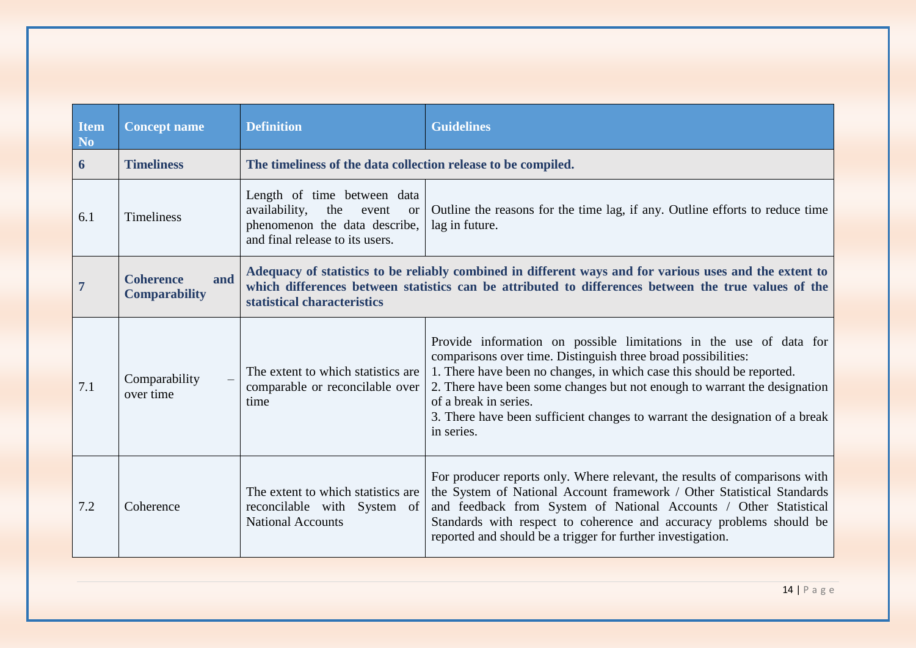| Item No | Concept name | Definition | Guidelines |
|---|---|---|---|
| **6** | **Timeliness** | **The timeliness of the data collection release to be compiled.** | |
| 6.1 | Timeliness | Length of time between data availability, the event or phenomenon the data describe, and final release to its users. | Outline the reasons for the time lag, if any. Outline efforts to reduce time lag in future. |
| **7** | **Coherence and Comparability** | **Adequacy of statistics to be reliably combined in different ways and for various uses and the extent to which differences between statistics can be attributed to differences between the true values of the statistical characteristics** | |
| 7.1 | Comparability – over time | The extent to which statistics are comparable or reconcilable over time | Provide information on possible limitations in the use of data for comparisons over time. Distinguish three broad possibilities:<br>1. There have been no changes, in which case this should be reported.<br>2. There have been some changes but not enough to warrant the designation of a break in series.<br>3. There have been sufficient changes to warrant the designation of a break in series. |
| 7.2 | Coherence | The extent to which statistics are reconcilable with System of National Accounts | For producer reports only. Where relevant, the results of comparisons with the System of National Account framework / Other Statistical Standards and feedback from System of National Accounts / Other Statistical Standards with respect to coherence and accuracy problems should be reported and should be a trigger for further investigation. |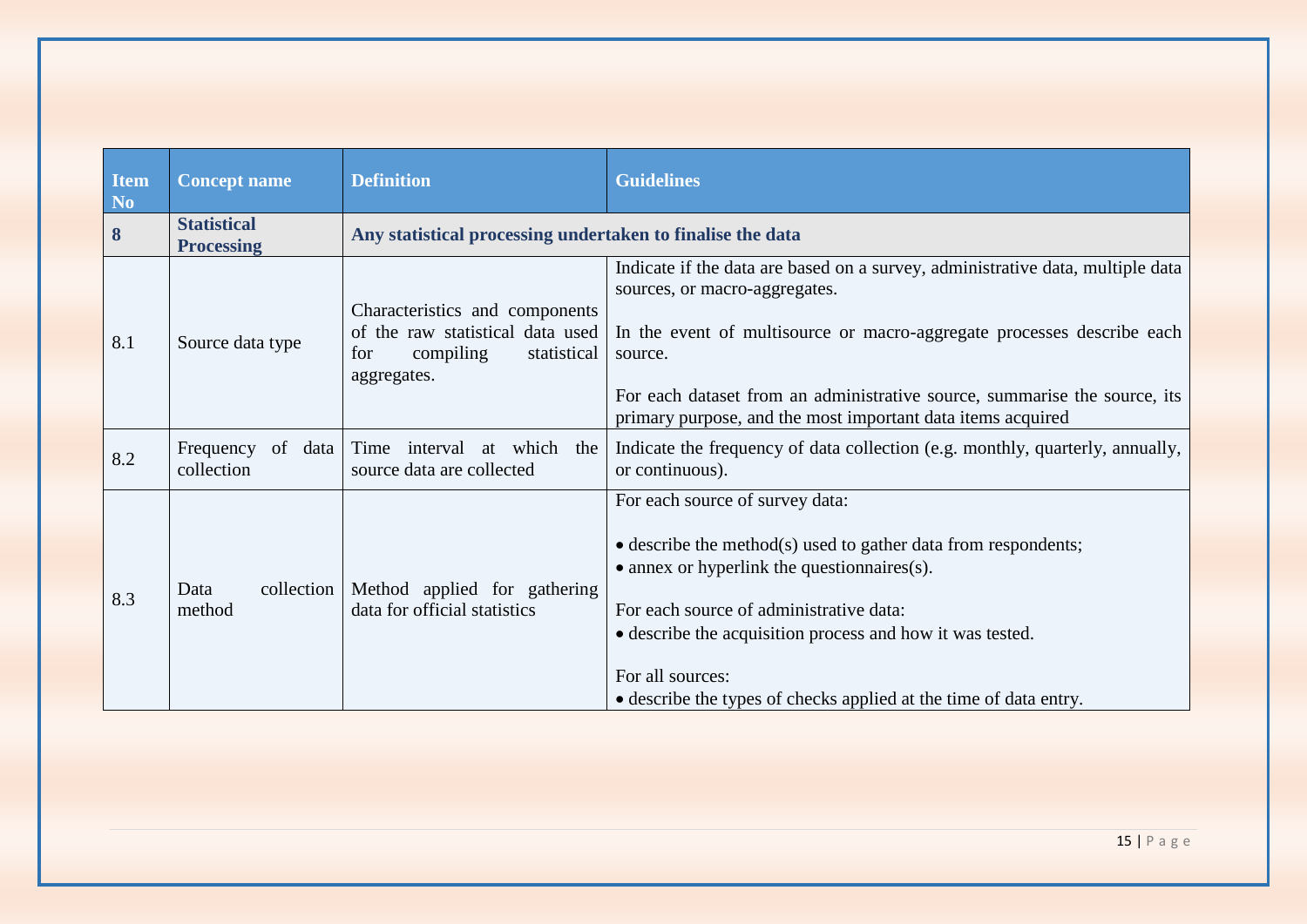| Item No | Concept name | Definition | Guidelines |
|---|---|---|---|
| **8** | **Statistical Processing** | **Any statistical processing undertaken to finalise the data** | |
| 8.1 | Source data type | Characteristics and components of the raw statistical data used for compiling statistical aggregates. | Indicate if the data are based on a survey, administrative data, multiple data sources, or macro-aggregates.<br><br>In the event of multisource or macro-aggregate processes describe each source.<br><br>For each dataset from an administrative source, summarise the source, its primary purpose, and the most important data items acquired |
| 8.2 | Frequency of data collection | Time interval at which the source data are collected | Indicate the frequency of data collection (e.g. monthly, quarterly, annually, or continuous). |
| 8.3 | Data collection method | Method applied for gathering data for official statistics | For each source of survey data:<br><br>• describe the method(s) used to gather data from respondents;<br>• annex or hyperlink the questionnaires(s).<br><br>For each source of administrative data:<br>• describe the acquisition process and how it was tested.<br><br>For all sources:<br>• describe the types of checks applied at the time of data entry. |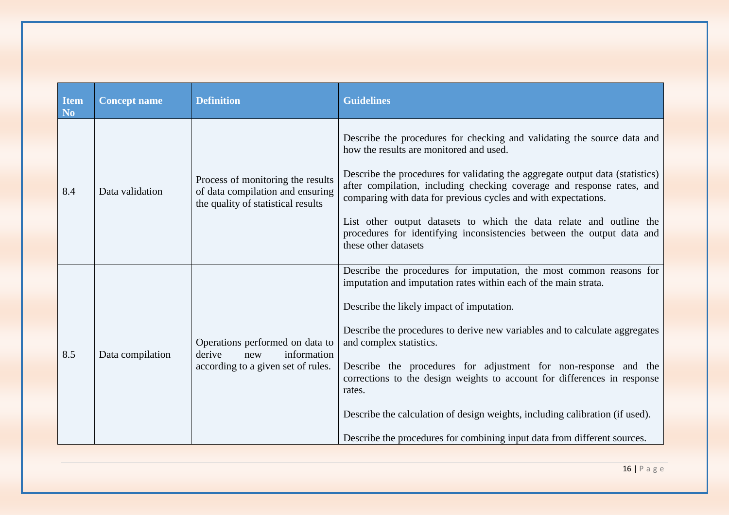| Item No | Concept name | Definition | Guidelines |
|---|---|---|---|
| 8.4 | Data validation | Process of monitoring the results of data compilation and ensuring the quality of statistical results | Describe the procedures for checking and validating the source data and how the results are monitored and used.<br><br>Describe the procedures for validating the aggregate output data (statistics) after compilation, including checking coverage and response rates, and comparing with data for previous cycles and with expectations.<br><br>List other output datasets to which the data relate and outline the procedures for identifying inconsistencies between the output data and these other datasets |
| 8.5 | Data compilation | Operations performed on data to derive new information according to a given set of rules. | Describe the procedures for imputation, the most common reasons for imputation and imputation rates within each of the main strata.<br><br>Describe the likely impact of imputation.<br><br>Describe the procedures to derive new variables and to calculate aggregates and complex statistics.<br><br>Describe the procedures for adjustment for non-response and the corrections to the design weights to account for differences in response rates.<br><br>Describe the calculation of design weights, including calibration (if used).<br><br>Describe the procedures for combining input data from different sources. |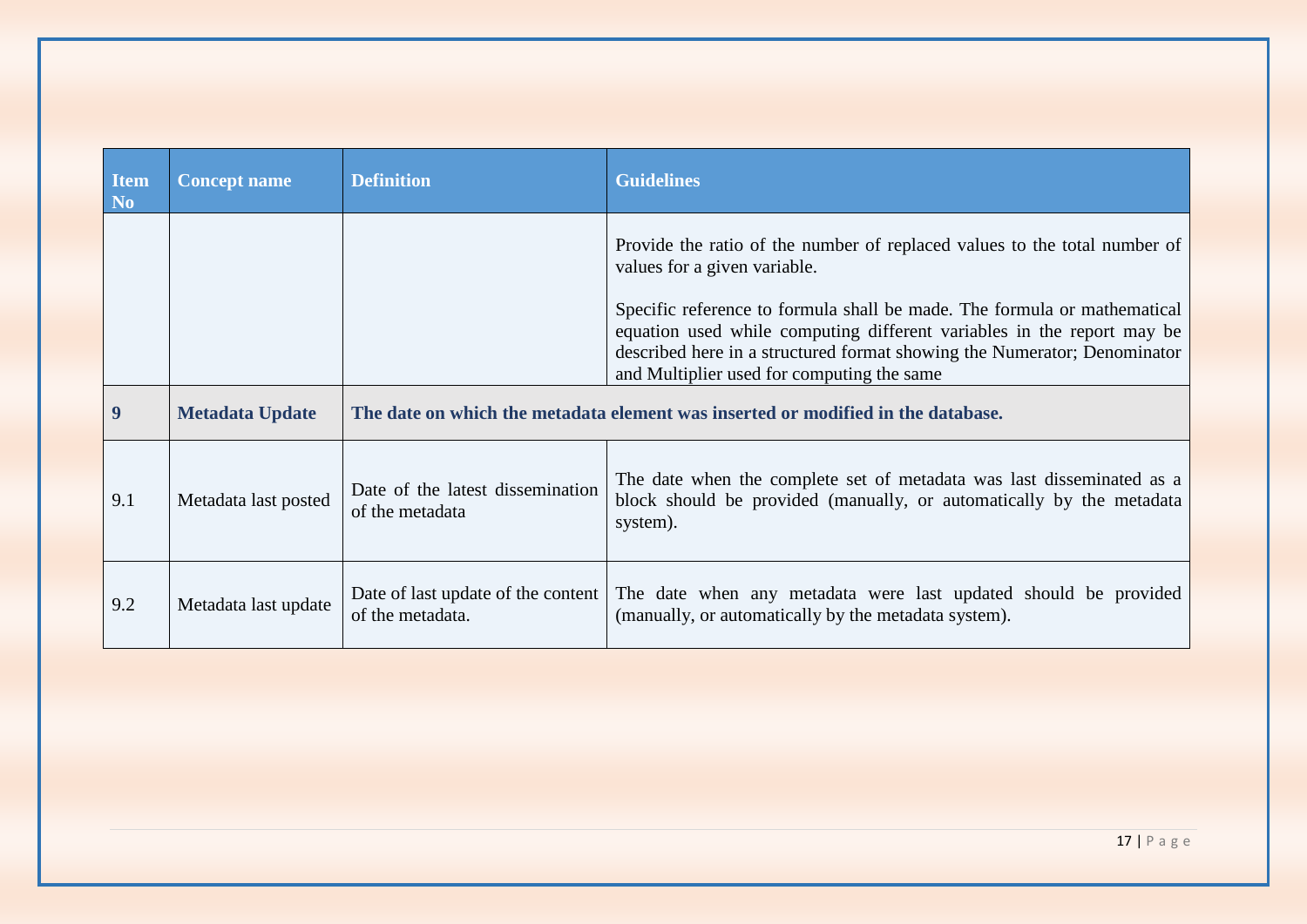| Item No | Concept name | Definition | Guidelines |
|---|---|---|---|
| | | | Provide the ratio of the number of replaced values to the total number of values for a given variable.<br><br>Specific reference to formula shall be made. The formula or mathematical equation used while computing different variables in the report may be described here in a structured format showing the Numerator; Denominator and Multiplier used for computing the same |
| **9** | **Metadata Update** | **The date on which the metadata element was inserted or modified in the database.** | |
| 9.1 | Metadata last posted | Date of the latest dissemination of the metadata | The date when the complete set of metadata was last disseminated as a block should be provided (manually, or automatically by the metadata system). |
| 9.2 | Metadata last update | Date of last update of the content of the metadata. | The date when any metadata were last updated should be provided (manually, or automatically by the metadata system). |